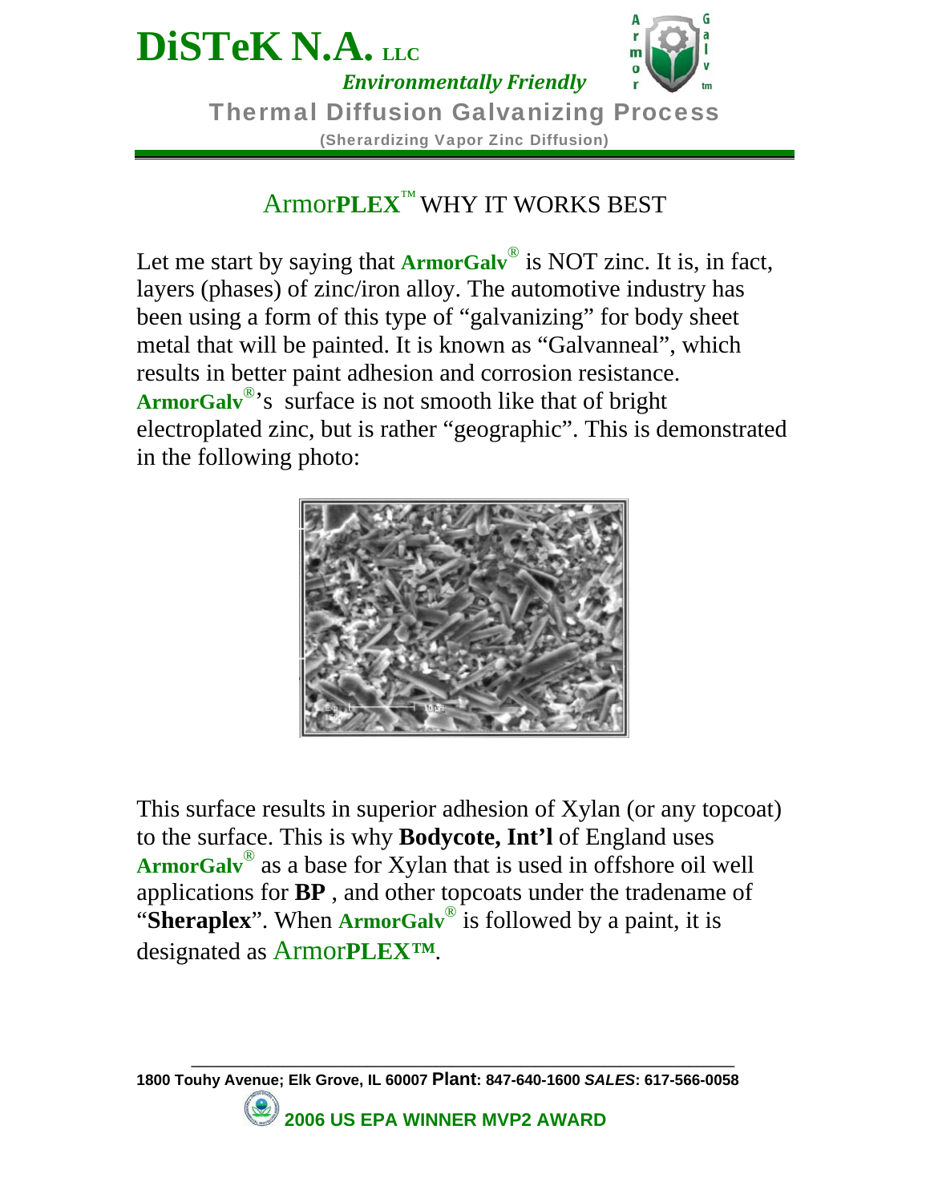# DiSTeK N.A. LLC

*Environmentally Friendly*

**Thermal Diffusion Galvanizing Process**

**(Sherardizing Vapor Zinc Diffusion)**

## ArmorPLEX™ WHY IT WORKS BEST

Let me start by saying that **ArmorGalv®** is NOT zinc. It is, in fact, layers (phases) of zinc/iron alloy. The automotive industry has been using a form of this type of "galvanizing" for body sheet metal that will be painted. It is known as "Galvanneal", which results in better paint adhesion and corrosion resistance. **ArmorGalv®**'s surface is not smooth like that of bright electroplated zinc, but is rather "geographic". This is demonstrated in the following photo:

This surface results in superior adhesion of Xylan (or any topcoat) to the surface. This is why **Bodycote, Int'l** of England uses **ArmorGalv®** as a base for Xylan that is used in offshore oil well applications for **BP** , and other topcoats under the tradename of "**Sheraplex**". When **ArmorGalv®** is followed by a paint, it is designated as Armor**PLEX™**.

**1800 Touhy Avenue; Elk Grove, IL 60007 Plant: 847-640-1600 *SALES*: 617-566-0058**

**2006 US EPA WINNER MVP2 AWARD**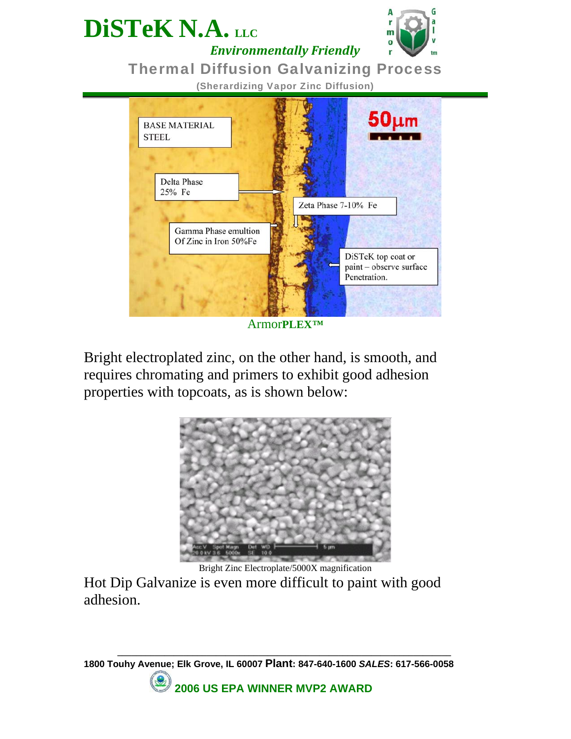ArmorPLEX™

Bright electroplated zinc, on the other hand, is smooth, and requires chromating and primers to exhibit good adhesion properties with topcoats, as is shown below:

Bright Zinc Electroplate/5000X magnification

Hot Dip Galvanize is even more difficult to paint with good adhesion.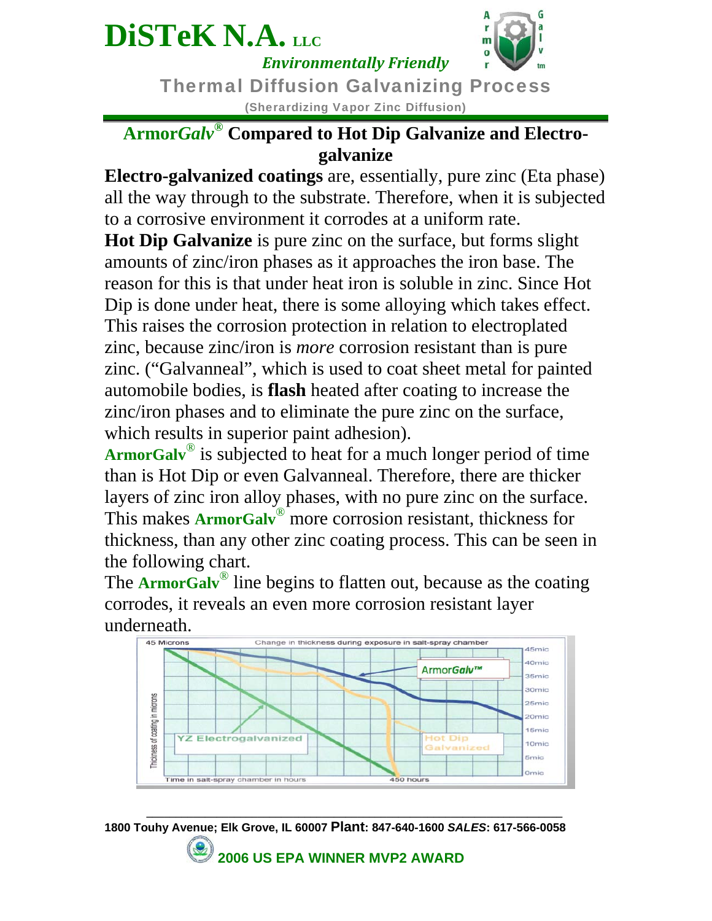## ArmorGalv® Compared to Hot Dip Galvanize and Electro-galvanize

**Electro-galvanized coatings** are, essentially, pure zinc (Eta phase) all the way through to the substrate. Therefore, when it is subjected to a corrosive environment it corrodes at a uniform rate.

**Hot Dip Galvanize** is pure zinc on the surface, but forms slight amounts of zinc/iron phases as it approaches the iron base. The reason for this is that under heat iron is soluble in zinc. Since Hot Dip is done under heat, there is some alloying which takes effect. This raises the corrosion protection in relation to electroplated zinc, because zinc/iron is *more* corrosion resistant than is pure zinc. ("Galvanneal", which is used to coat sheet metal for painted automobile bodies, is **flash** heated after coating to increase the zinc/iron phases and to eliminate the pure zinc on the surface, which results in superior paint adhesion).

**ArmorGalv®** is subjected to heat for a much longer period of time than is Hot Dip or even Galvanneal. Therefore, there are thicker layers of zinc iron alloy phases, with no pure zinc on the surface. This makes **ArmorGalv®** more corrosion resistant, thickness for thickness, than any other zinc coating process. This can be seen in the following chart.

The **ArmorGalv®** line begins to flatten out, because as the coating corrodes, it reveals an even more corrosion resistant layer underneath.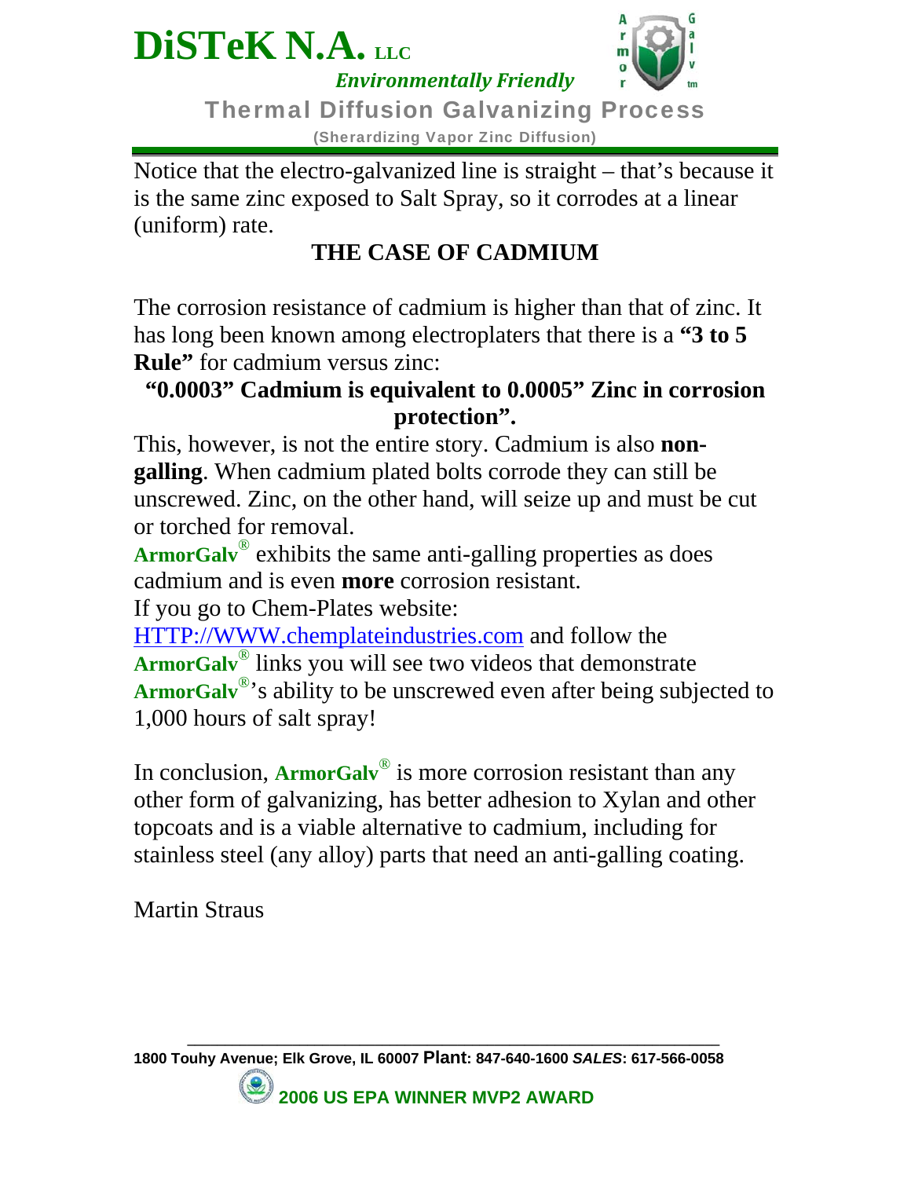Notice that the electro-galvanized line is straight – that's because it is the same zinc exposed to Salt Spray, so it corrodes at a linear (uniform) rate.

## THE CASE OF CADMIUM

The corrosion resistance of cadmium is higher than that of zinc. It has long been known among electroplaters that there is a **"3 to 5 Rule"** for cadmium versus zinc:

**"0.0003" Cadmium is equivalent to 0.0005" Zinc in corrosion protection".**

This, however, is not the entire story. Cadmium is also **non-galling**. When cadmium plated bolts corrode they can still be unscrewed. Zinc, on the other hand, will seize up and must be cut or torched for removal.

**ArmorGalv®** exhibits the same anti-galling properties as does cadmium and is even **more** corrosion resistant.

If you go to Chem-Plates website:

HTTP://WWW.chemplateindustries.com and follow the **ArmorGalv®** links you will see two videos that demonstrate **ArmorGalv®**'s ability to be unscrewed even after being subjected to 1,000 hours of salt spray!

In conclusion, **ArmorGalv®** is more corrosion resistant than any other form of galvanizing, has better adhesion to Xylan and other topcoats and is a viable alternative to cadmium, including for stainless steel (any alloy) parts that need an anti-galling coating.

Martin Straus